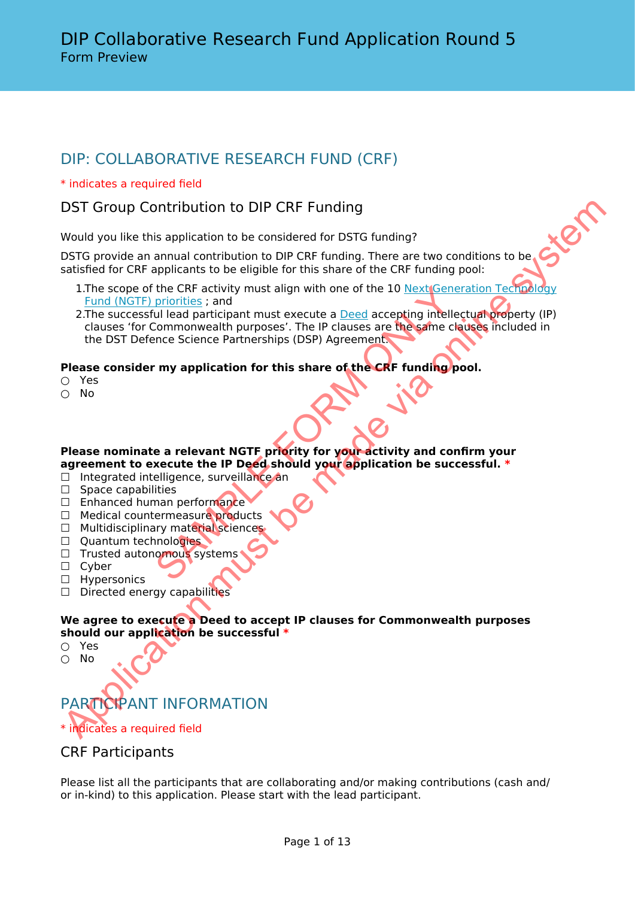# DIP Collaborative Research Fund Application Round 5

Form Preview

## DIP: COLLABORATIVE RESEARCH FUND (CRF)

\* indicates a required field

### DST Group Contribution to DIP CRF Funding

Would you like this application to be considered for DSTG funding?

DSTG provide an annual contribution to DIP CRF funding. There are two conditions to be satisfied for CRF applicants to be eligible for this share of the CRF funding pool:

1. The scope of the CRF activity must align with one of the 10 [Next Generation Technology Fund (NGTF) priorities](); and
2. The successful lead participant must execute a [Deed]() accepting intellectual property (IP) clauses 'for Commonwealth purposes'. The IP clauses are the same clauses included in the DST Defence Science Partnerships (DSP) Agreement.

**Please consider my application for this share of the CRF funding pool.**

○ Yes
○ No

**Please nominate a relevant NGTF priority for your activity and confirm your agreement to execute the IP Deed should your application be successful.** *

☐ Integrated intelligence, surveillance an
☐ Space capabilities
☐ Enhanced human performance
☐ Medical countermeasure products
☐ Multidisciplinary material sciences
☐ Quantum technologies
☐ Trusted autonomous systems
☐ Cyber
☐ Hypersonics
☐ Directed energy capabilities

**We agree to execute a Deed to accept IP clauses for Commonwealth purposes should our application be successful** *

○ Yes
○ No

## PARTICIPANT INFORMATION

\* indicates a required field

### CRF Participants

Please list all the participants that are collaborating and/or making contributions (cash and/or in-kind) to this application. Please start with the lead participant.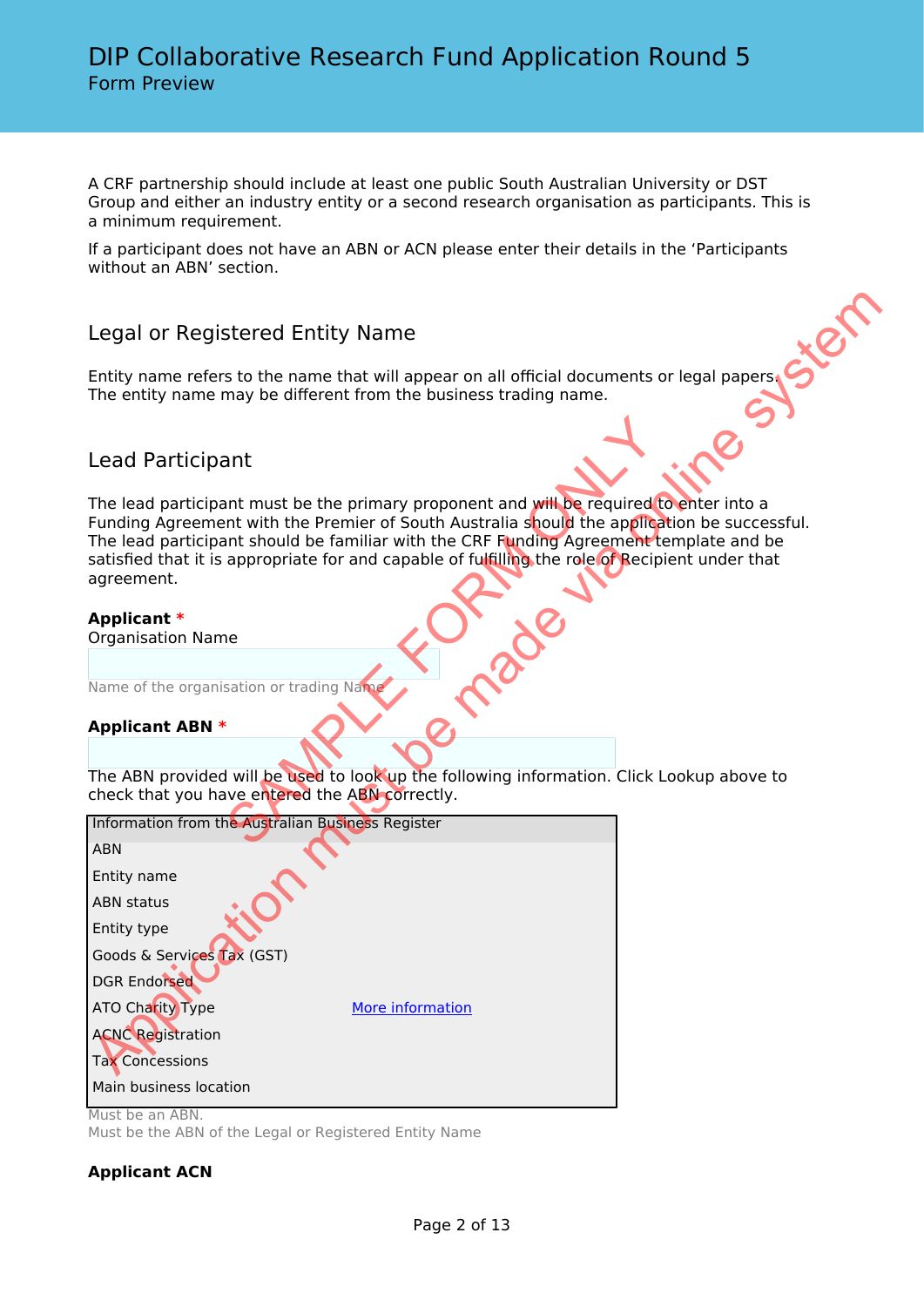A CRF partnership should include at least one public South Australian University or DST Group and either an industry entity or a second research organisation as participants. This is a minimum requirement.

If a participant does not have an ABN or ACN please enter their details in the 'Participants without an ABN' section.

## Legal or Registered Entity Name

Entity name refers to the name that will appear on all official documents or legal papers. The entity name may be different from the business trading name.

## Lead Participant

The lead participant must be the primary proponent and will be required to enter into a Funding Agreement with the Premier of South Australia should the application be successful. The lead participant should be familiar with the CRF Funding Agreement template and be satisfied that it is appropriate for and capable of fulfilling the role of Recipient under that agreement.

**Applicant** *
Organisation Name

Name of the organisation or trading Name

**Applicant ABN** *

The ABN provided will be used to look up the following information. Click Lookup above to check that you have entered the ABN correctly.

| Information from the Australian Business Register | |
|---|---|
| ABN | |
| Entity name | |
| ABN status | |
| Entity type | |
| Goods & Services Tax (GST) | |
| DGR Endorsed | |
| ATO Charity Type | More information |
| ACNC Registration | |
| Tax Concessions | |
| Main business location | |

Must be an ABN.
Must be the ABN of the Legal or Registered Entity Name

**Applicant ACN**

SAMPLE FORM ONLY
Application must be made via online system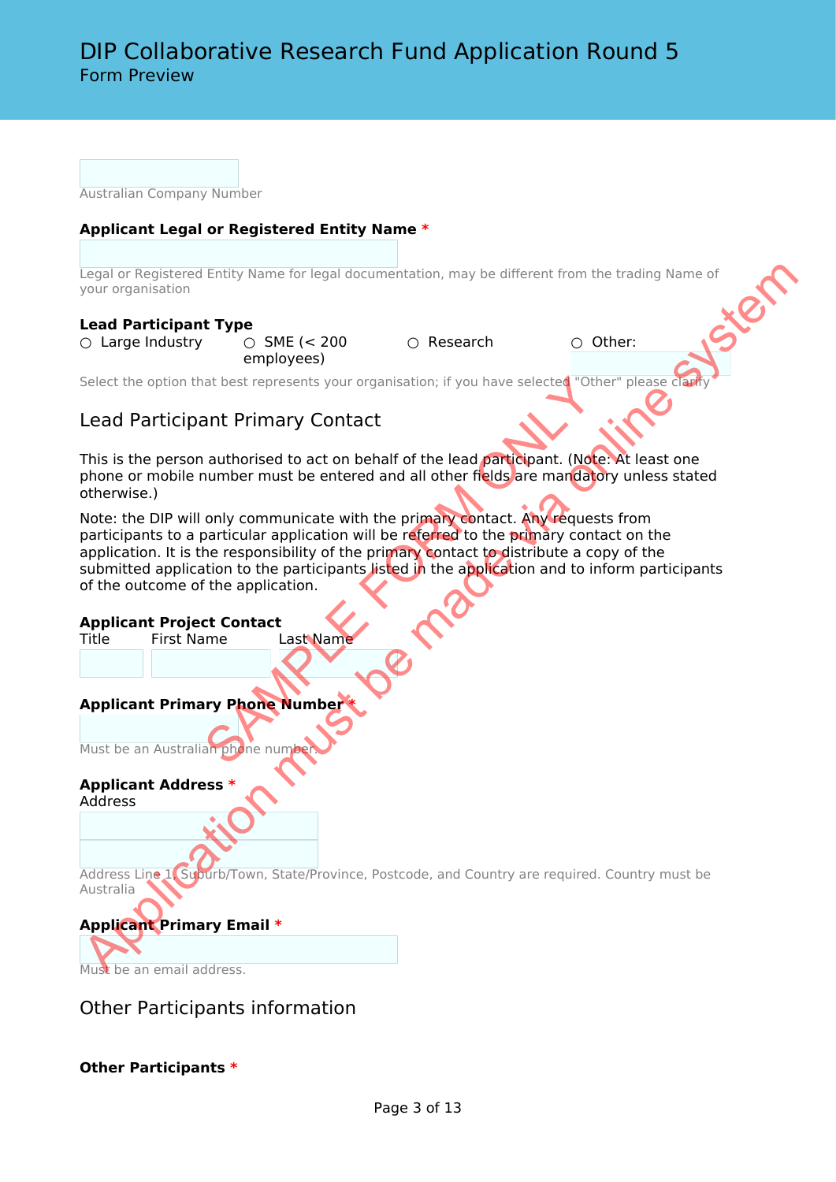Australian Company Number

**Applicant Legal or Registered Entity Name** *

Legal or Registered Entity Name for legal documentation, may be different from the trading Name of your organisation

**Lead Participant Type**

○ Large Industry ○ SME (< 200 employees) ○ Research ○ Other:

Select the option that best represents your organisation; if you have selected "Other" please clarify

## Lead Participant Primary Contact

This is the person authorised to act on behalf of the lead participant. (Note: At least one phone or mobile number must be entered and all other fields are mandatory unless stated otherwise.)

Note: the DIP will only communicate with the primary contact. Any requests from participants to a particular application will be referred to the primary contact on the application. It is the responsibility of the primary contact to distribute a copy of the submitted application to the participants listed in the application and to inform participants of the outcome of the application.

**Applicant Project Contact**

Title First Name Last Name

**Applicant Primary Phone Number** *

Must be an Australian phone number.

**Applicant Address** *

Address

Address Line 1, Suburb/Town, State/Province, Postcode, and Country are required. Country must be Australia

**Applicant Primary Email** *

Must be an email address.

## Other Participants information

**Other Participants** *

SAMPLE FORM ONLY

Application must be made via online system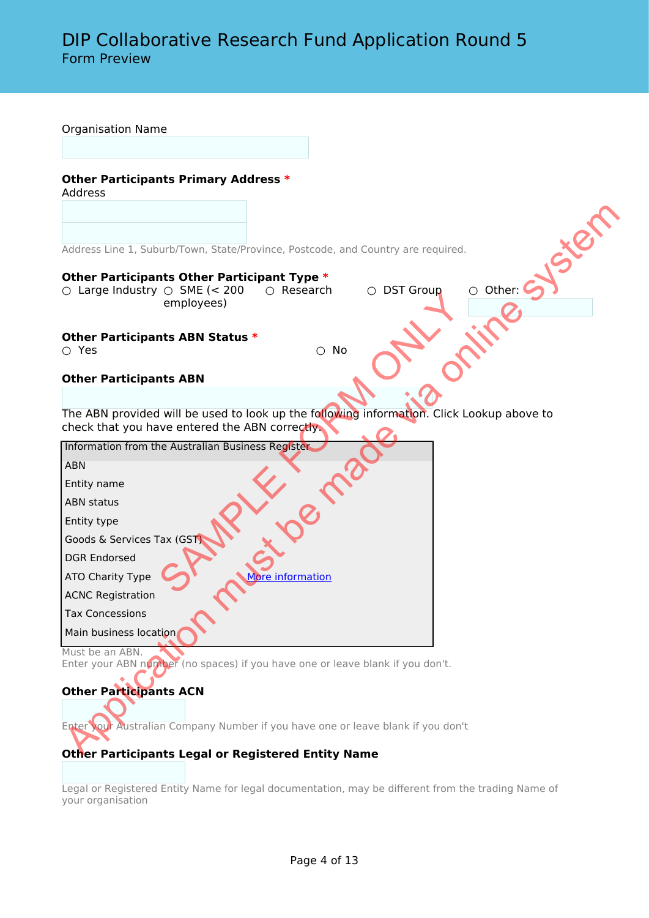# DIP Collaborative Research Fund Application Round 5

Form Preview

Organisation Name

**Other Participants Primary Address** *

Address

Address Line 1, Suburb/Town, State/Province, Postcode, and Country are required.

**Other Participants Other Participant Type** *

○ Large Industry ○ SME (< 200 employees) ○ Research ○ DST Group ○ Other:

**Other Participants ABN Status** *

○ Yes ○ No

**Other Participants ABN**

The ABN provided will be used to look up the following information. Click Lookup above to check that you have entered the ABN correctly.

| Information from the Australian Business Register | |
|---|---|
| ABN | |
| Entity name | |
| ABN status | |
| Entity type | |
| Goods & Services Tax (GST) | |
| DGR Endorsed | |
| ATO Charity Type | More information |
| ACNC Registration | |
| Tax Concessions | |
| Main business location | |

Must be an ABN.
Enter your ABN number (no spaces) if you have one or leave blank if you don't.

**Other Participants ACN**

Enter your Australian Company Number if you have one or leave blank if you don't

**Other Participants Legal or Registered Entity Name**

Legal or Registered Entity Name for legal documentation, may be different from the trading Name of your organisation

SAMPLE FORM ONLY
Application must be made via online system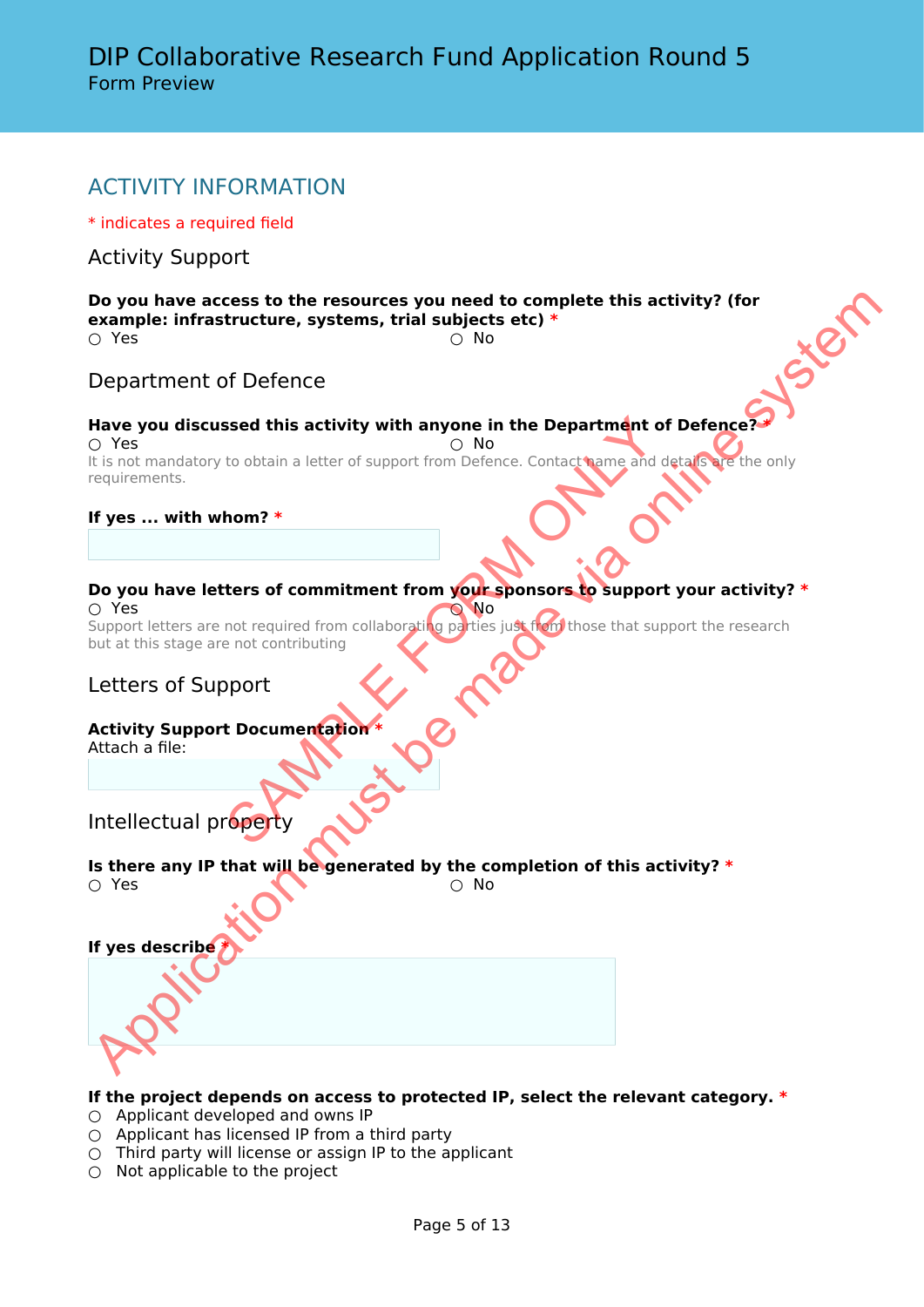# DIP Collaborative Research Fund Application Round 5

Form Preview

## ACTIVITY INFORMATION

* indicates a required field

### Activity Support

**Do you have access to the resources you need to complete this activity? (for example: infrastructure, systems, trial subjects etc) ***

○ Yes ○ No

### Department of Defence

**Have you discussed this activity with anyone in the Department of Defence? ***

○ Yes ○ No

It is not mandatory to obtain a letter of support from Defence. Contact name and details are the only requirements.

**If yes ... with whom? ***

**Do you have letters of commitment from your sponsors to support your activity? ***

○ Yes ○ No

Support letters are not required from collaborating parties just from those that support the research but at this stage are not contributing

### Letters of Support

**Activity Support Documentation ***

Attach a file:

### Intellectual property

**Is there any IP that will be generated by the completion of this activity? ***

○ Yes ○ No

**If yes describe ***

**If the project depends on access to protected IP, select the relevant category. ***

- ○ Applicant developed and owns IP
- ○ Applicant has licensed IP from a third party
- ○ Third party will license or assign IP to the applicant
- ○ Not applicable to the project

SAMPLE FORM ONLY

Application must be made via online system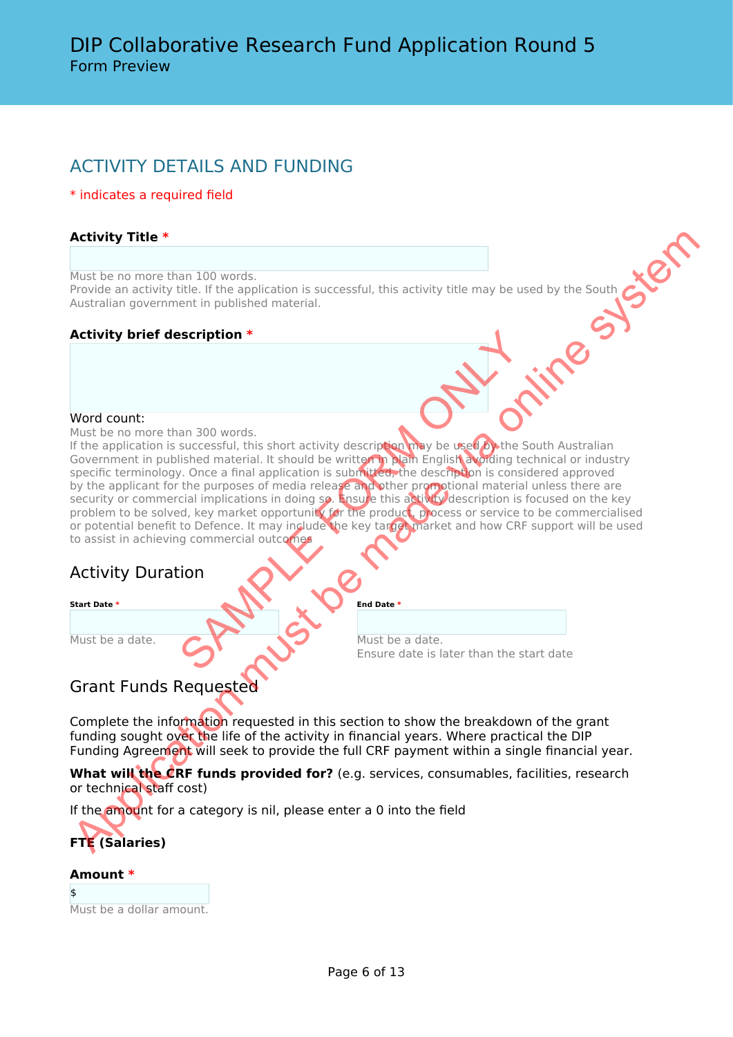DIP Collaborative Research Fund Application Round 5
Form Preview

## ACTIVITY DETAILS AND FUNDING

* indicates a required field

**Activity Title** *

Must be no more than 100 words.
Provide an activity title. If the application is successful, this activity title may be used by the South Australian government in published material.

**Activity brief description** *

Word count:
Must be no more than 300 words.
If the application is successful, this short activity description may be used by the South Australian Government in published material. It should be written in plain English avoiding technical or industry specific terminology. Once a final application is submitted, the description is considered approved by the applicant for the purposes of media release and other promotional material unless there are security or commercial implications in doing so. Ensure this activity description is focused on the key problem to be solved, key market opportunity for the product, process or service to be commercialised or potential benefit to Defence. It may include the key target market and how CRF support will be used to assist in achieving commercial outcomes

### Activity Duration

**Start Date** *

Must be a date.

**End Date** *

Must be a date.
Ensure date is later than the start date

### Grant Funds Requested

Complete the information requested in this section to show the breakdown of the grant funding sought over the life of the activity in financial years. Where practical the DIP Funding Agreement will seek to provide the full CRF payment within a single financial year.

**What will the CRF funds provided for?** (e.g. services, consumables, facilities, research or technical staff cost)

If the amount for a category is nil, please enter a 0 into the field

**FTE (Salaries)**

**Amount** *

$

Must be a dollar amount.

SAMPLE FORM ONLY
Application must be made via online system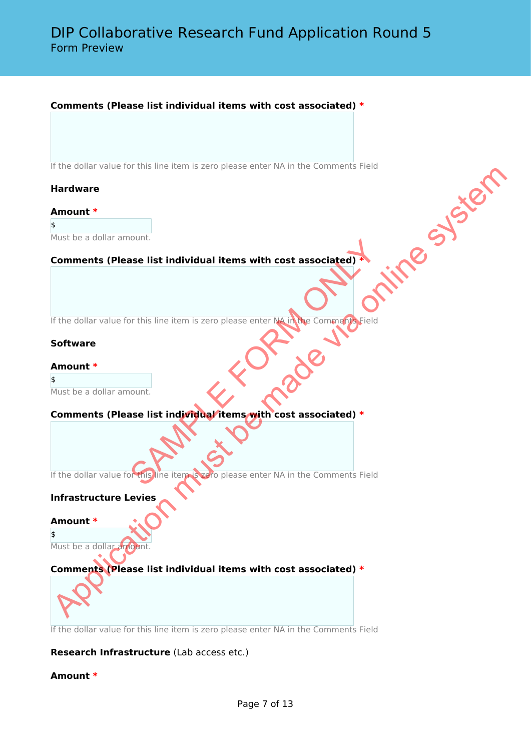**Comments (Please list individual items with cost associated)** *

If the dollar value for this line item is zero please enter NA in the Comments Field

**Hardware**

**Amount** *

$

Must be a dollar amount.

**Comments (Please list individual items with cost associated)** *

If the dollar value for this line item is zero please enter NA in the Comments Field

**Software**

**Amount** *

$

Must be a dollar amount.

**Comments (Please list individual items with cost associated)** *

If the dollar value for this line item is zero please enter NA in the Comments Field

**Infrastructure Levies**

**Amount** *

$

Must be a dollar amount.

**Comments (Please list individual items with cost associated)** *

If the dollar value for this line item is zero please enter NA in the Comments Field

**Research Infrastructure** (Lab access etc.)

**Amount** *

SAMPLE FORM ONLY
Application must be made via online system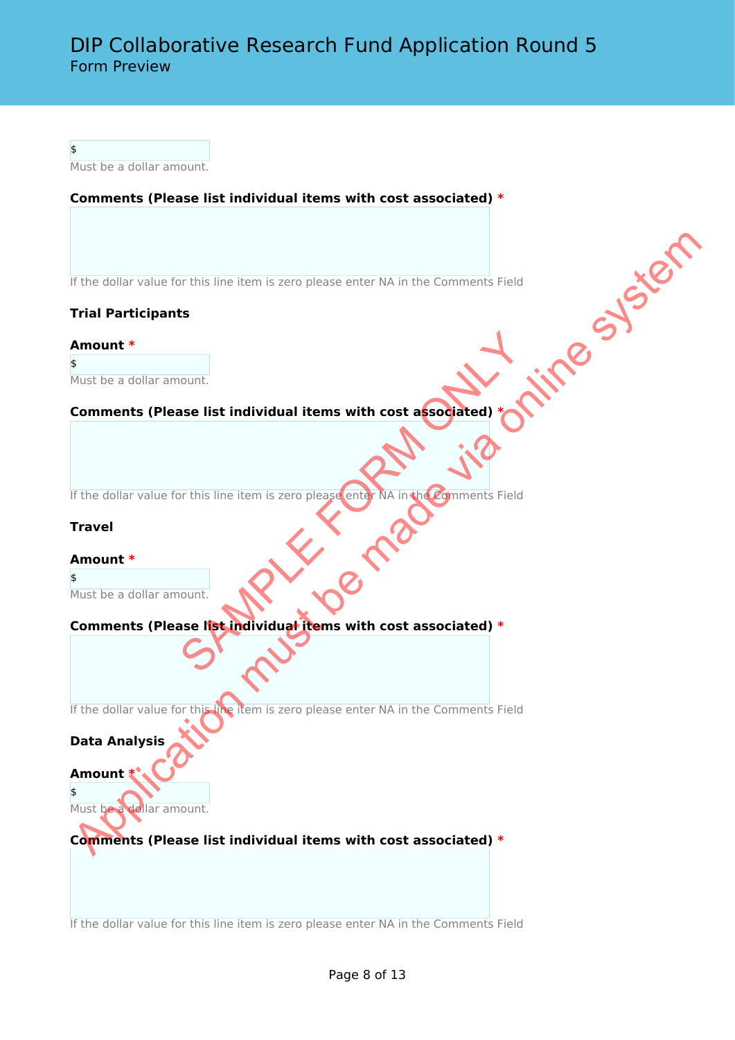$

Must be a dollar amount.

**Comments (Please list individual items with cost associated) ***

If the dollar value for this line item is zero please enter NA in the Comments Field

**Trial Participants**

**Amount ***

$

Must be a dollar amount.

**Comments (Please list individual items with cost associated) ***

If the dollar value for this line item is zero please enter NA in the Comments Field

**Travel**

**Amount ***

$

Must be a dollar amount.

**Comments (Please list individual items with cost associated) ***

If the dollar value for this line item is zero please enter NA in the Comments Field

**Data Analysis**

**Amount ***

$

Must be a dollar amount.

**Comments (Please list individual items with cost associated) ***

If the dollar value for this line item is zero please enter NA in the Comments Field

SAMPLE FORM ONLY

Application must be made via online system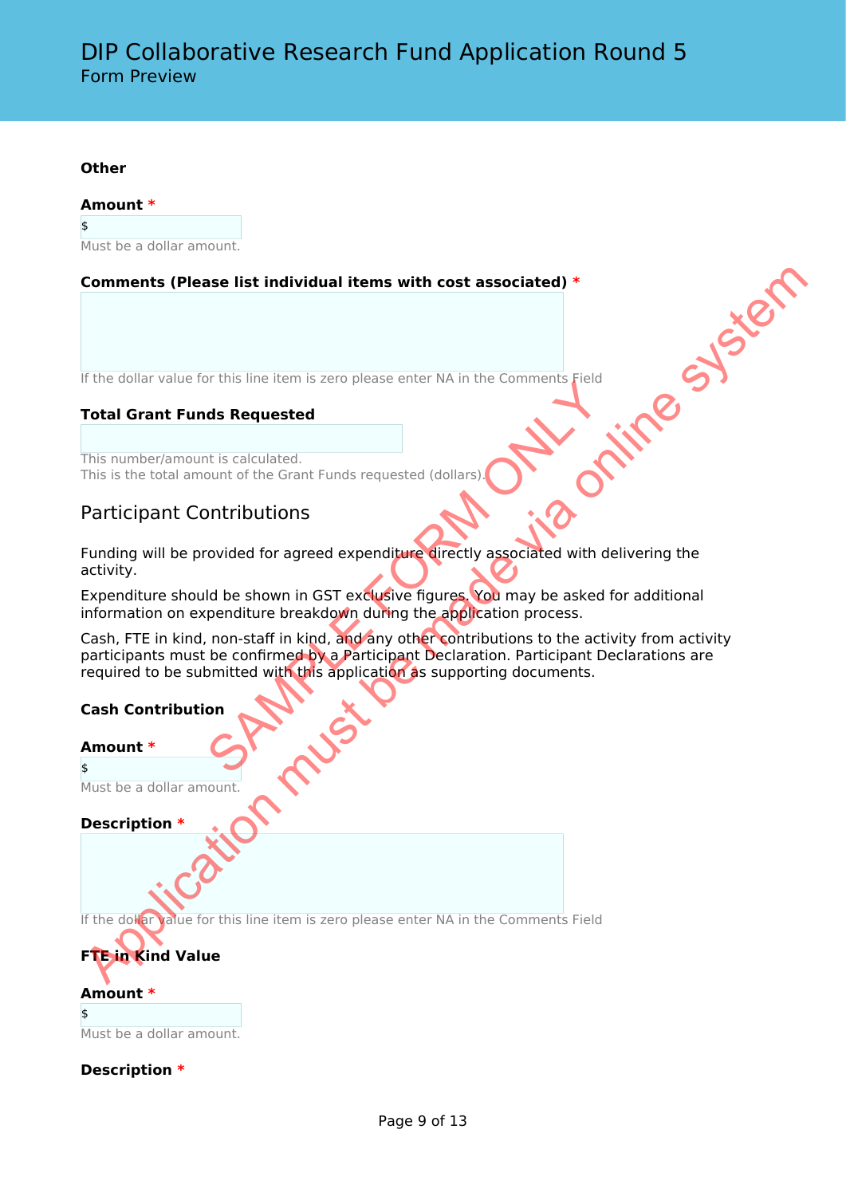**Other**

**Amount** *

$

Must be a dollar amount.

**Comments (Please list individual items with cost associated)** *

If the dollar value for this line item is zero please enter NA in the Comments Field

**Total Grant Funds Requested**

This number/amount is calculated.
This is the total amount of the Grant Funds requested (dollars).

## Participant Contributions

Funding will be provided for agreed expenditure directly associated with delivering the activity.

Expenditure should be shown in GST exclusive figures. You may be asked for additional information on expenditure breakdown during the application process.

Cash, FTE in kind, non-staff in kind, and any other contributions to the activity from activity participants must be confirmed by a Participant Declaration. Participant Declarations are required to be submitted with this application as supporting documents.

**Cash Contribution**

**Amount** *

$

Must be a dollar amount.

**Description** *

If the dollar value for this line item is zero please enter NA in the Comments Field

**FTE in Kind Value**

**Amount** *

$

Must be a dollar amount.

**Description** *

SAMPLE FORM ONLY
Application must be made via online system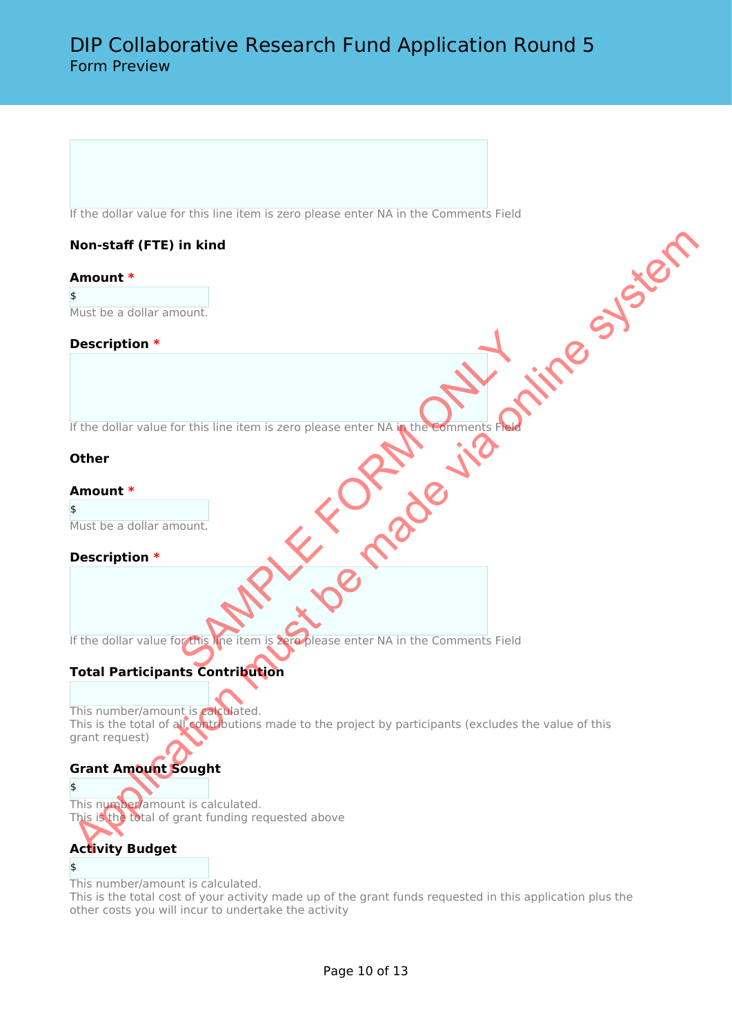If the dollar value for this line item is zero please enter NA in the Comments Field

**Non-staff (FTE) in kind**

**Amount** *

$

Must be a dollar amount.

**Description** *

If the dollar value for this line item is zero please enter NA in the Comments Field

**Other**

**Amount** *

$

Must be a dollar amount.

**Description** *

If the dollar value for this line item is zero please enter NA in the Comments Field

**Total Participants Contribution**

This number/amount is calculated.
This is the total of all contributions made to the project by participants (excludes the value of this grant request)

**Grant Amount Sought**

$

This number/amount is calculated.
This is the total of grant funding requested above

**Activity Budget**

$

This number/amount is calculated.
This is the total cost of your activity made up of the grant funds requested in this application plus the other costs you will incur to undertake the activity

SAMPLE FORM ONLY
Application must be made via online system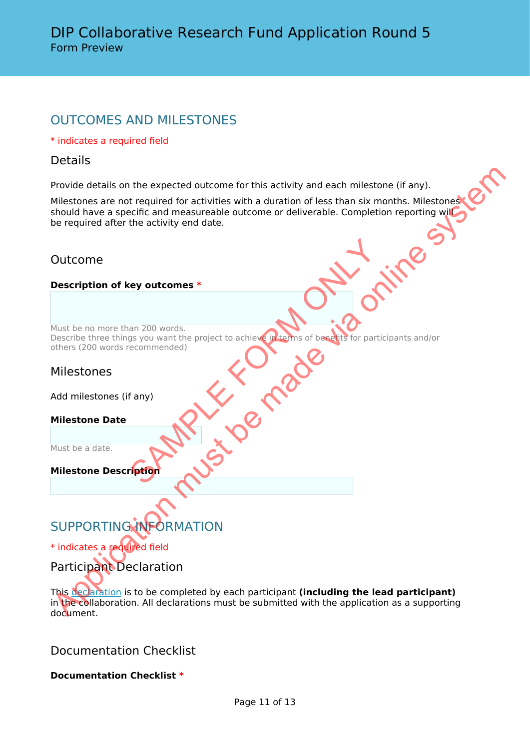# DIP Collaborative Research Fund Application Round 5

Form Preview

## OUTCOMES AND MILESTONES

* indicates a required field

### Details

Provide details on the expected outcome for this activity and each milestone (if any).

Milestones are not required for activities with a duration of less than six months. Milestones should have a specific and measureable outcome or deliverable. Completion reporting will be required after the activity end date.

### Outcome

**Description of key outcomes ***

Must be no more than 200 words.
Describe three things you want the project to achieve in terms of benefits for participants and/or others (200 words recommended)

### Milestones

Add milestones (if any)

**Milestone Date**

Must be a date.

**Milestone Description**

## SUPPORTING INFORMATION

* indicates a required field

### Participant Declaration

This declaration is to be completed by each participant **(including the lead participant)** in the collaboration. All declarations must be submitted with the application as a supporting document.

### Documentation Checklist

**Documentation Checklist ***

SAMPLE FORM ONLY
Application must be made via online system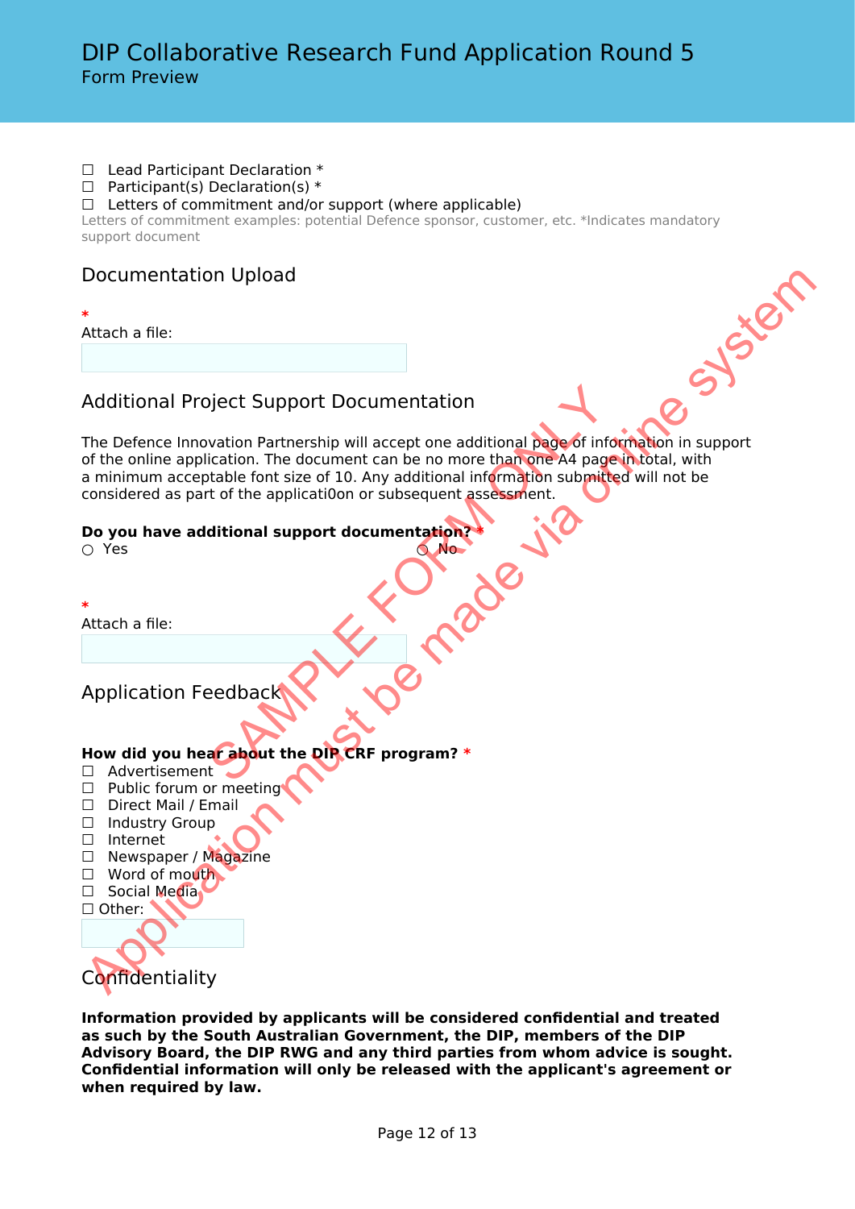☐ Lead Participant Declaration *
☐ Participant(s) Declaration(s) *
☐ Letters of commitment and/or support (where applicable)
Letters of commitment examples: potential Defence sponsor, customer, etc. *Indicates mandatory support document

## Documentation Upload

*
Attach a file:

## Additional Project Support Documentation

The Defence Innovation Partnership will accept one additional page of information in support of the online application. The document can be no more than one A4 page in total, with a minimum acceptable font size of 10. Any additional information submitted will not be considered as part of the applicati0on or subsequent assessment.

**Do you have additional support documentation?** *
○ Yes ○ No

*
Attach a file:

## Application Feedback

**How did you hear about the DIP CRF program?** *
☐ Advertisement
☐ Public forum or meeting
☐ Direct Mail / Email
☐ Industry Group
☐ Internet
☐ Newspaper / Magazine
☐ Word of mouth
☐ Social Media
☐ Other:

## Confidentiality

**Information provided by applicants will be considered confidential and treated as such by the South Australian Government, the DIP, members of the DIP Advisory Board, the DIP RWG and any third parties from whom advice is sought. Confidential information will only be released with the applicant's agreement or when required by law.**

SAMPLE FORM ONLY
Application must be made via online system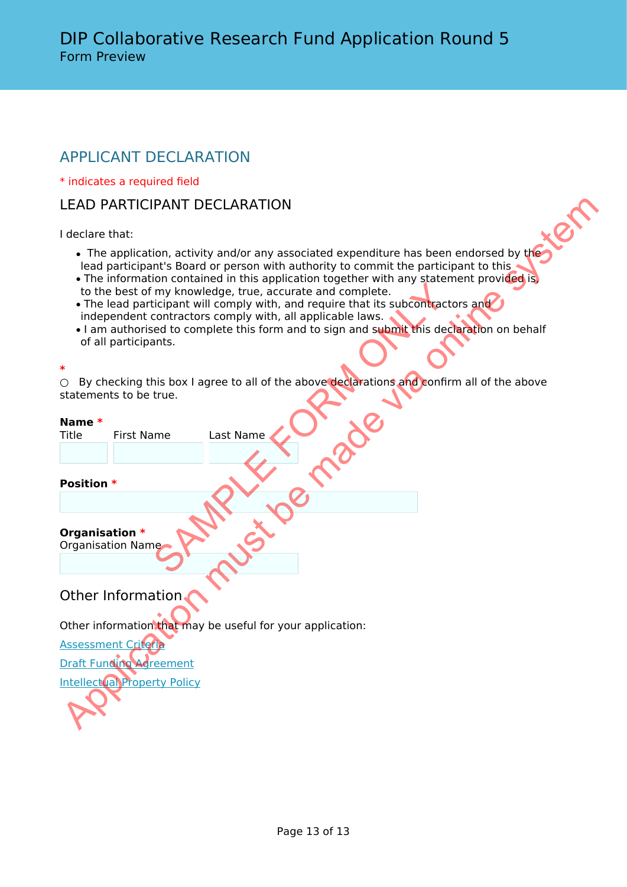# APPLICANT DECLARATION

* indicates a required field

## LEAD PARTICIPANT DECLARATION

I declare that:

- The application, activity and/or any associated expenditure has been endorsed by the lead participant's Board or person with authority to commit the participant to this
- The information contained in this application together with any statement provided is, to the best of my knowledge, true, accurate and complete.
- The lead participant will comply with, and require that its subcontractors and independent contractors comply with, all applicable laws.
- I am authorised to complete this form and to sign and submit this declaration on behalf of all participants.

*

○ By checking this box I agree to all of the above declarations and confirm all of the above statements to be true.

**Name** *

Title First Name Last Name

**Position** *

**Organisation** *

Organisation Name

## Other Information

Other information that may be useful for your application:

Assessment Criteria

Draft Funding Agreement

Intellectual Property Policy

SAMPLE FORM ONLY
Application must be made via online system